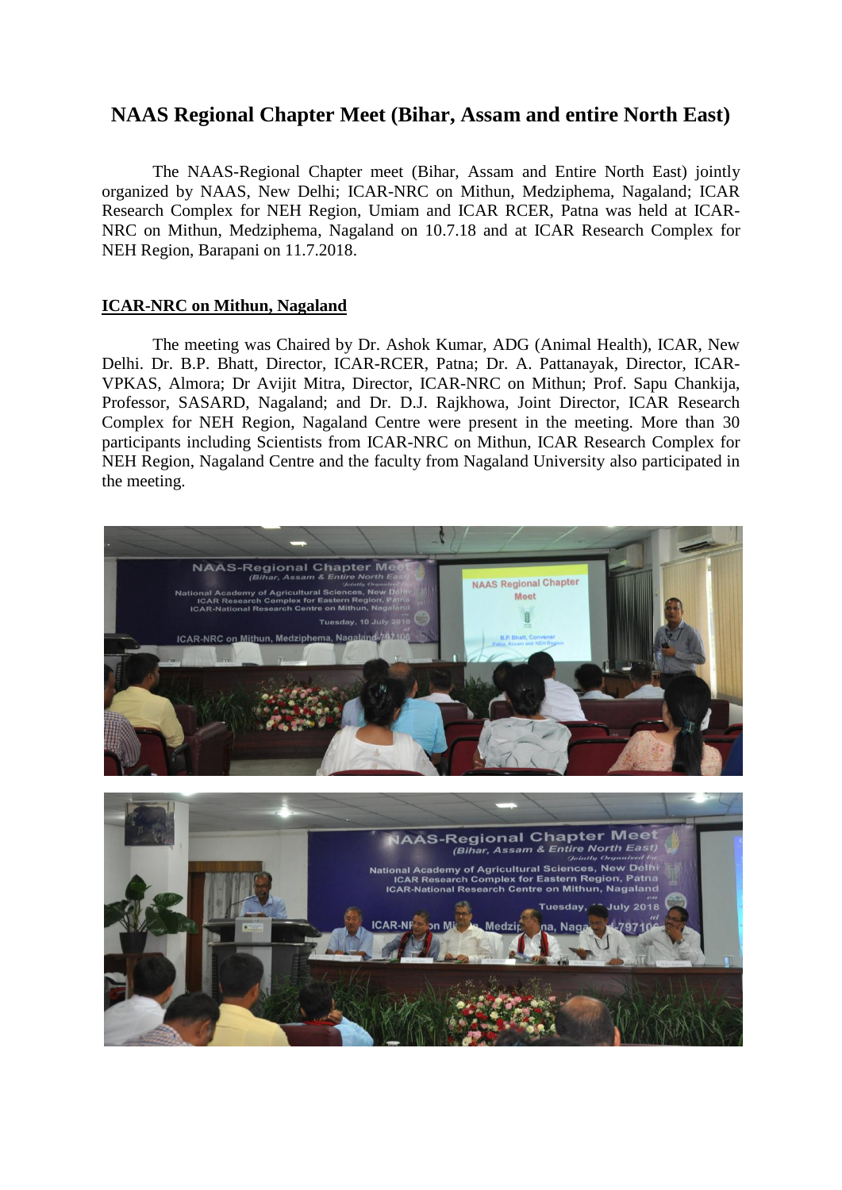# NAAS Regional Chapter Meet (Bihar, Assam and entire North East)

The NAAS-Regional Chapter meet (Bihar, Assam and Entire North East) jointly organized by NAAS, New Delhi; ICAR-NRC on Mithun, Medziphema, Nagaland; ICAR Research Complex for NEH Region, Umiam and ICAR RCER, Patna was held at ICAR-NRC on Mithun, Medziphema, Nagaland on 10.7.18 and at ICAR Research Complex for NEH Region, Barapani on 11.7.2018.

## ICAR-NRC on Mithun, Nagaland

The meeting was Chaired by Dr. Ashok Kumar, ADG (Animal Health), ICAR, New Delhi. Dr. B.P. Bhatt, Director, ICAR-RCER, Patna; Dr. A. Pattanayak, Director, ICAR-VPKAS, Almora; Dr Avijit Mitra, Director, ICAR-NRC on Mithun; Prof. Sapu Chankija, Professor, SASARD, Nagaland; and Dr. D.J. Rajkhowa, Joint Director, ICAR Research Complex for NEH Region, Nagaland Centre were present in the meeting. More than 30 participants including Scientists from ICAR-NRC on Mithun, ICAR Research Complex for NEH Region, Nagaland Centre and the faculty from Nagaland University also participated in the meeting.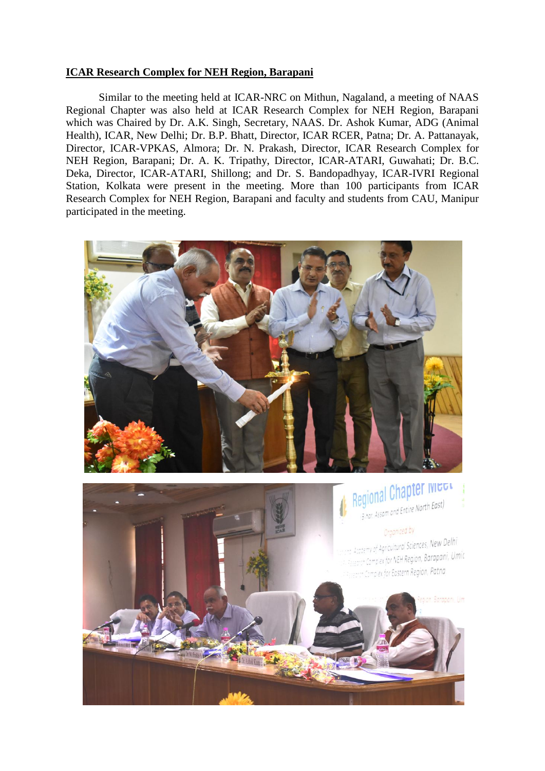**ICAR Research Complex for NEH Region, Barapani**

Similar to the meeting held at ICAR-NRC on Mithun, Nagaland, a meeting of NAAS Regional Chapter was also held at ICAR Research Complex for NEH Region, Barapani which was Chaired by Dr. A.K. Singh, Secretary, NAAS. Dr. Ashok Kumar, ADG (Animal Health), ICAR, New Delhi; Dr. B.P. Bhatt, Director, ICAR RCER, Patna; Dr. A. Pattanayak, Director, ICAR-VPKAS, Almora; Dr. N. Prakash, Director, ICAR Research Complex for NEH Region, Barapani; Dr. A. K. Tripathy, Director, ICAR-ATARI, Guwahati; Dr. B.C. Deka, Director, ICAR-ATARI, Shillong; and Dr. S. Bandopadhyay, ICAR-IVRI Regional Station, Kolkata were present in the meeting. More than 100 participants from ICAR Research Complex for NEH Region, Barapani and faculty and students from CAU, Manipur participated in the meeting.